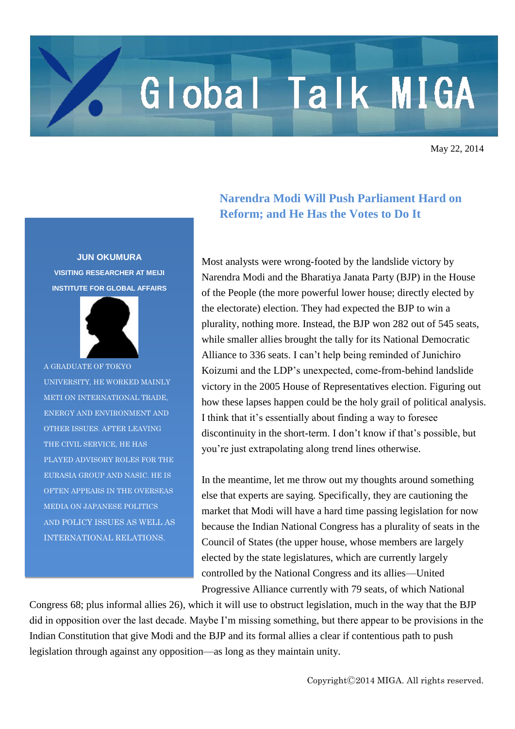# Global Talk MIGA

May 22, 2014

## Narendra Modi Will Push Parliament Hard on Reform; and He Has the Votes to Do It

**JUN OKUMURA**

**VISITING RESEARCHER AT MEIJI INSTITUTE FOR GLOBAL AFFAIRS**

A GRADUATE OF TOKYO UNIVERSITY, HE WORKED MAINLY METI ON INTERNATIONAL TRADE, ENERGY AND ENVIRONMENT AND OTHER ISSUES. AFTER LEAVING THE CIVIL SERVICE, HE HAS PLAYED ADVISORY ROLES FOR THE EURASIA GROUP AND NASIC. HE IS OFTEN APPEARS IN THE OVERSEAS MEDIA ON JAPANESE POLITICS AND POLICY ISSUES AS WELL AS INTERNATIONAL RELATIONS.

Most analysts were wrong-footed by the landslide victory by Narendra Modi and the Bharatiya Janata Party (BJP) in the House of the People (the more powerful lower house; directly elected by the electorate) election. They had expected the BJP to win a plurality, nothing more. Instead, the BJP won 282 out of 545 seats, while smaller allies brought the tally for its National Democratic Alliance to 336 seats. I can't help being reminded of Junichiro Koizumi and the LDP's unexpected, come-from-behind landslide victory in the 2005 House of Representatives election. Figuring out how these lapses happen could be the holy grail of political analysis. I think that it's essentially about finding a way to foresee discontinuity in the short-term. I don't know if that's possible, but you're just extrapolating along trend lines otherwise.

In the meantime, let me throw out my thoughts around something else that experts are saying. Specifically, they are cautioning the market that Modi will have a hard time passing legislation for now because the Indian National Congress has a plurality of seats in the Council of States (the upper house, whose members are largely elected by the state legislatures, which are currently largely controlled by the National Congress and its allies—United Progressive Alliance currently with 79 seats, of which National Congress 68; plus informal allies 26), which it will use to obstruct legislation, much in the way that the BJP did in opposition over the last decade. Maybe I'm missing something, but there appear to be provisions in the Indian Constitution that give Modi and the BJP and its formal allies a clear if contentious path to push legislation through against any opposition—as long as they maintain unity.

Copyright©2014 MIGA. All rights reserved.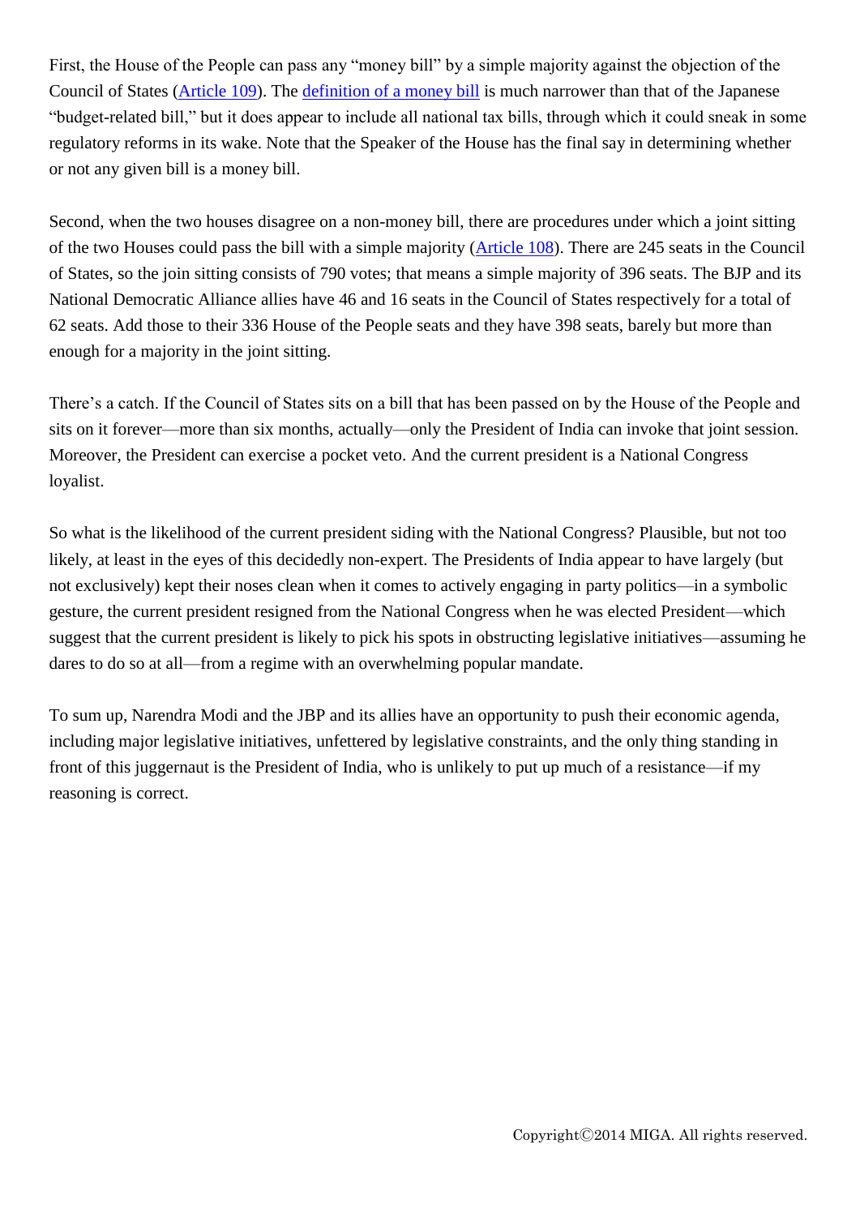First, the House of the People can pass any “money bill” by a simple majority against the objection of the Council of States ([Article 109](#)). The [definition of a money bill](#) is much narrower than that of the Japanese “budget-related bill,” but it does appear to include all national tax bills, through which it could sneak in some regulatory reforms in its wake. Note that the Speaker of the House has the final say in determining whether or not any given bill is a money bill.

Second, when the two houses disagree on a non-money bill, there are procedures under which a joint sitting of the two Houses could pass the bill with a simple majority ([Article 108](#)). There are 245 seats in the Council of States, so the join sitting consists of 790 votes; that means a simple majority of 396 seats. The BJP and its National Democratic Alliance allies have 46 and 16 seats in the Council of States respectively for a total of 62 seats. Add those to their 336 House of the People seats and they have 398 seats, barely but more than enough for a majority in the joint sitting.

There’s a catch. If the Council of States sits on a bill that has been passed on by the House of the People and sits on it forever—more than six months, actually—only the President of India can invoke that joint session. Moreover, the President can exercise a pocket veto. And the current president is a National Congress loyalist.

So what is the likelihood of the current president siding with the National Congress? Plausible, but not too likely, at least in the eyes of this decidedly non-expert. The Presidents of India appear to have largely (but not exclusively) kept their noses clean when it comes to actively engaging in party politics—in a symbolic gesture, the current president resigned from the National Congress when he was elected President—which suggest that the current president is likely to pick his spots in obstructing legislative initiatives—assuming he dares to do so at all—from a regime with an overwhelming popular mandate.

To sum up, Narendra Modi and the JBP and its allies have an opportunity to push their economic agenda, including major legislative initiatives, unfettered by legislative constraints, and the only thing standing in front of this juggernaut is the President of India, who is unlikely to put up much of a resistance—if my reasoning is correct.

Copyright©2014 MIGA. All rights reserved.